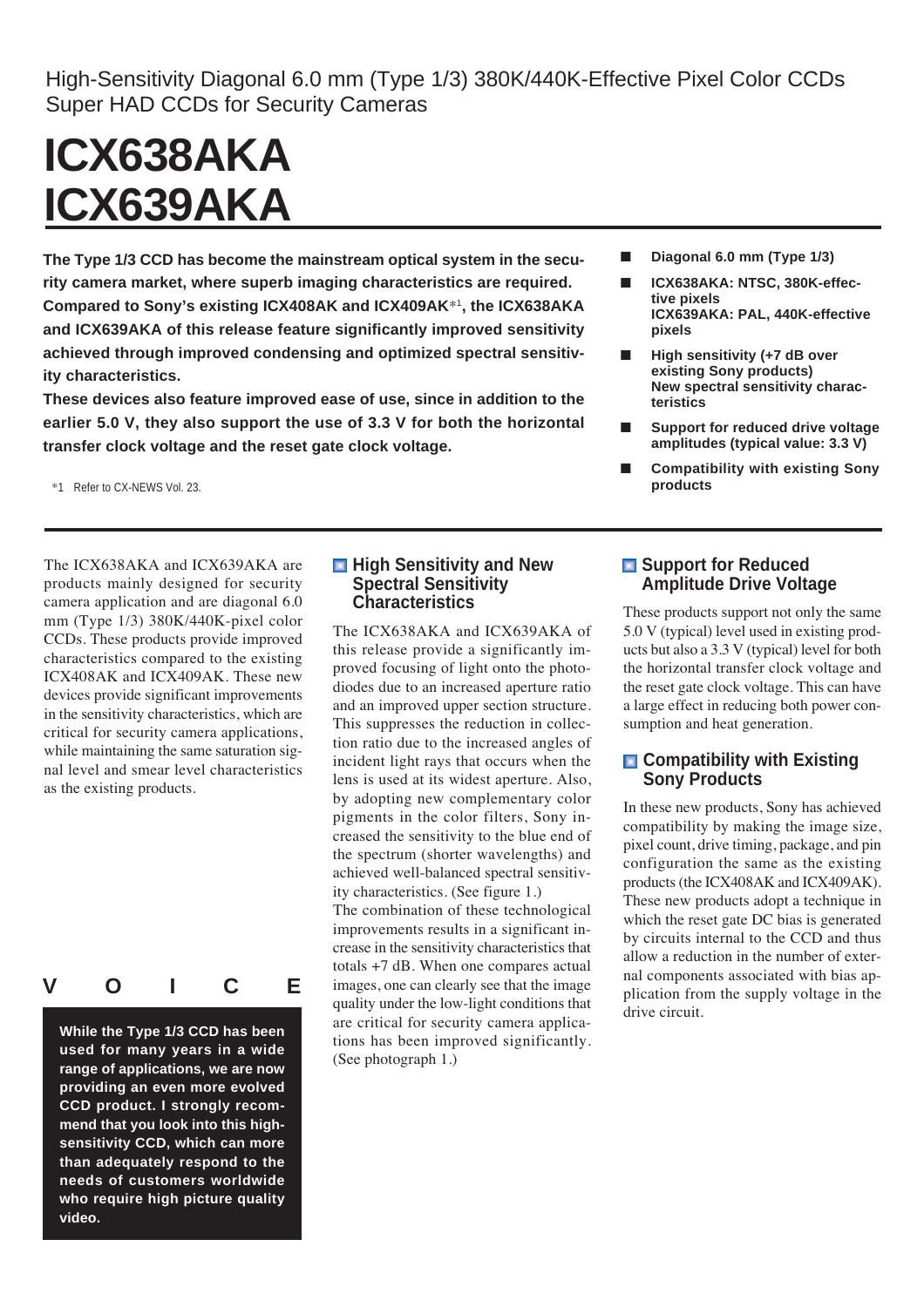High-Sensitivity Diagonal 6.0 mm (Type 1/3) 380K/440K-Effective Pixel Color CCDs
Super HAD CCDs for Security Cameras

# ICX638AKA
# ICX639AKA

**The Type 1/3 CCD has become the mainstream optical system in the security camera market, where superb imaging characteristics are required. Compared to Sony's existing ICX408AK and ICX409AK*[1], the ICX638AKA and ICX639AKA of this release feature significantly improved sensitivity achieved through improved condensing and optimized spectral sensitivity characteristics.**

**These devices also feature improved ease of use, since in addition to the earlier 5.0 V, they also support the use of 3.3 V for both the horizontal transfer clock voltage and the reset gate clock voltage.**

*1 Refer to CX-NEWS Vol. 23.

- **Diagonal 6.0 mm (Type 1/3)**
- **ICX638AKA: NTSC, 380K-effective pixels**
  **ICX639AKA: PAL, 440K-effective pixels**
- **High sensitivity (+7 dB over existing Sony products)**
  **New spectral sensitivity characteristics**
- **Support for reduced drive voltage amplitudes (typical value: 3.3 V)**
- **Compatibility with existing Sony products**

The ICX638AKA and ICX639AKA are products mainly designed for security camera application and are diagonal 6.0 mm (Type 1/3) 380K/440K-pixel color CCDs. These products provide improved characteristics compared to the existing ICX408AK and ICX409AK. These new devices provide significant improvements in the sensitivity characteristics, which are critical for security camera applications, while maintaining the same saturation signal level and smear level characteristics as the existing products.

## VOICE

**While the Type 1/3 CCD has been used for many years in a wide range of applications, we are now providing an even more evolved CCD product. I strongly recommend that you look into this high-sensitivity CCD, which can more than adequately respond to the needs of customers worldwide who require high picture quality video.**

## High Sensitivity and New Spectral Sensitivity Characteristics

The ICX638AKA and ICX639AKA of this release provide a significantly improved focusing of light onto the photodiodes due to an increased aperture ratio and an improved upper section structure. This suppresses the reduction in collection ratio due to the increased angles of incident light rays that occurs when the lens is used at its widest aperture. Also, by adopting new complementary color pigments in the color filters, Sony increased the sensitivity to the blue end of the spectrum (shorter wavelengths) and achieved well-balanced spectral sensitivity characteristics. (See figure 1.)

The combination of these technological improvements results in a significant increase in the sensitivity characteristics that totals +7 dB. When one compares actual images, one can clearly see that the image quality under the low-light conditions that are critical for security camera applications has been improved significantly. (See photograph 1.)

## Support for Reduced Amplitude Drive Voltage

These products support not only the same 5.0 V (typical) level used in existing products but also a 3.3 V (typical) level for both the horizontal transfer clock voltage and the reset gate clock voltage. This can have a large effect in reducing both power consumption and heat generation.

## Compatibility with Existing Sony Products

In these new products, Sony has achieved compatibility by making the image size, pixel count, drive timing, package, and pin configuration the same as the existing products (the ICX408AK and ICX409AK). These new products adopt a technique in which the reset gate DC bias is generated by circuits internal to the CCD and thus allow a reduction in the number of external components associated with bias application from the supply voltage in the drive circuit.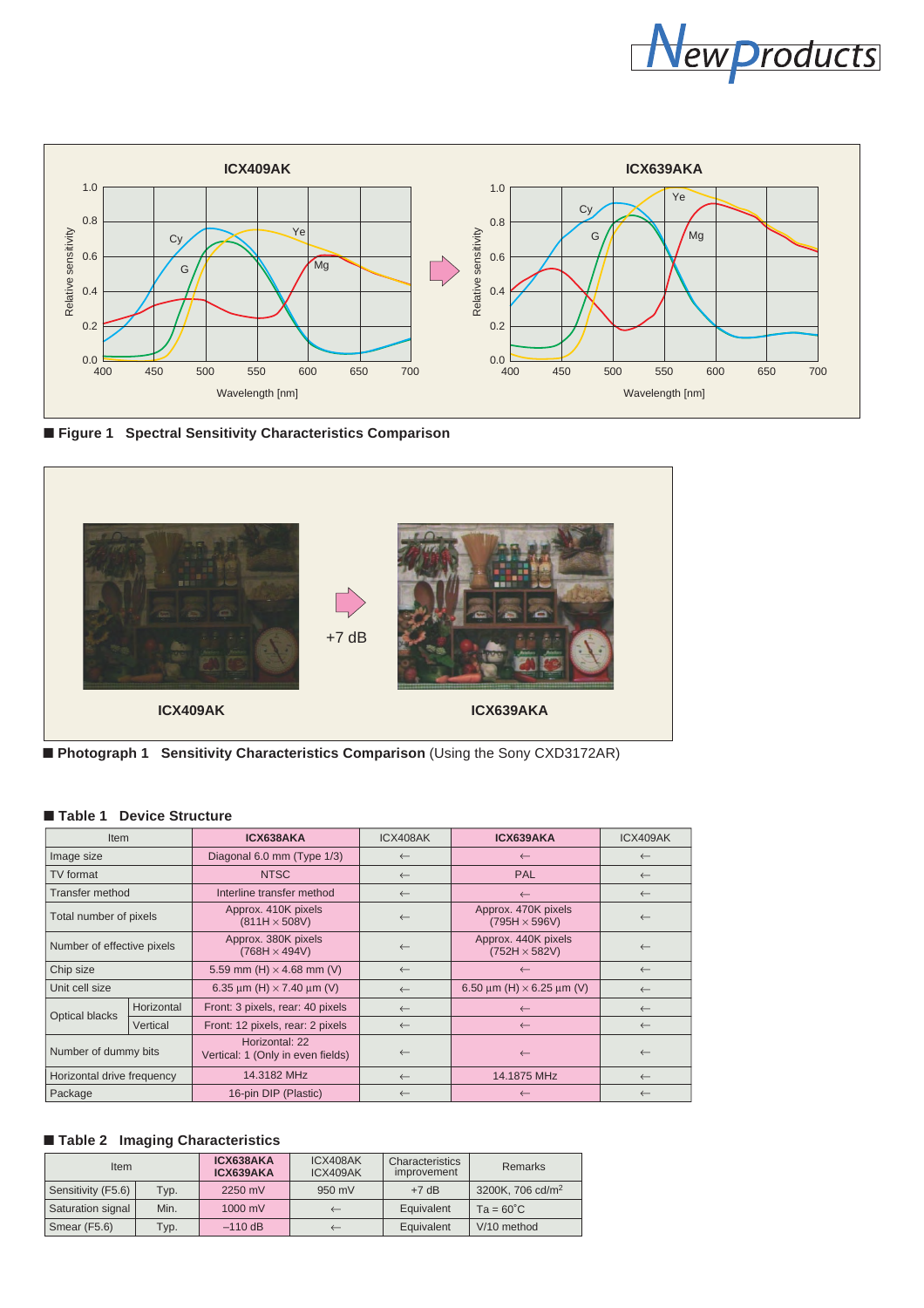ICX409AK

Relative sensitivity

1.0
0.8
0.6
0.4
0.2
0.0

400 450 500 550 600 650 700

Wavelength [nm]

Cy G Ye Mg

ICX639AKA

Relative sensitivity

1.0
0.8
0.6
0.4
0.2
0.0

400 450 500 550 600 650 700

Wavelength [nm]

Cy G Ye Mg

■ **Figure 1 Spectral Sensitivity Characteristics Comparison**

+7 dB

ICX409AK

ICX639AKA

■ **Photograph 1 Sensitivity Characteristics Comparison** (Using the Sony CXD3172AR)

■ **Table 1 Device Structure**

| Item | | ICX638AKA | ICX408AK | ICX639AKA | ICX409AK |
|---|---|---|---|---|---|
| Image size | | Diagonal 6.0 mm (Type 1/3) | ← | ← | ← |
| TV format | | NTSC | ← | PAL | ← |
| Transfer method | | Interline transfer method | ← | ← | ← |
| Total number of pixels | | Approx. 410K pixels (811H × 508V) | ← | Approx. 470K pixels (795H × 596V) | ← |
| Number of effective pixels | | Approx. 380K pixels (768H × 494V) | ← | Approx. 440K pixels (752H × 582V) | ← |
| Chip size | | 5.59 mm (H) × 4.68 mm (V) | ← | ← | ← |
| Unit cell size | | 6.35 µm (H) × 7.40 µm (V) | ← | 6.50 µm (H) × 6.25 µm (V) | ← |
| Optical blacks | Horizontal | Front: 3 pixels, rear: 40 pixels | ← | ← | ← |
| | Vertical | Front: 12 pixels, rear: 2 pixels | ← | ← | ← |
| Number of dummy bits | | Horizontal: 22 Vertical: 1 (Only in even fields) | ← | ← | ← |
| Horizontal drive frequency | | 14.3182 MHz | ← | 14.1875 MHz | ← |
| Package | | 16-pin DIP (Plastic) | ← | ← | ← |

■ **Table 2 Imaging Characteristics**

| Item | | ICX638AKA ICX639AKA | ICX408AK ICX409AK | Characteristics improvement | Remarks |
|---|---|---|---|---|---|
| Sensitivity (F5.6) | Typ. | 2250 mV | 950 mV | +7 dB | 3200K, 706 cd/m$^2$ |
| Saturation signal | Min. | 1000 mV | ← | Equivalent | Ta = 60°C |
| Smear (F5.6) | Typ. | –110 dB | ← | Equivalent | V/10 method |